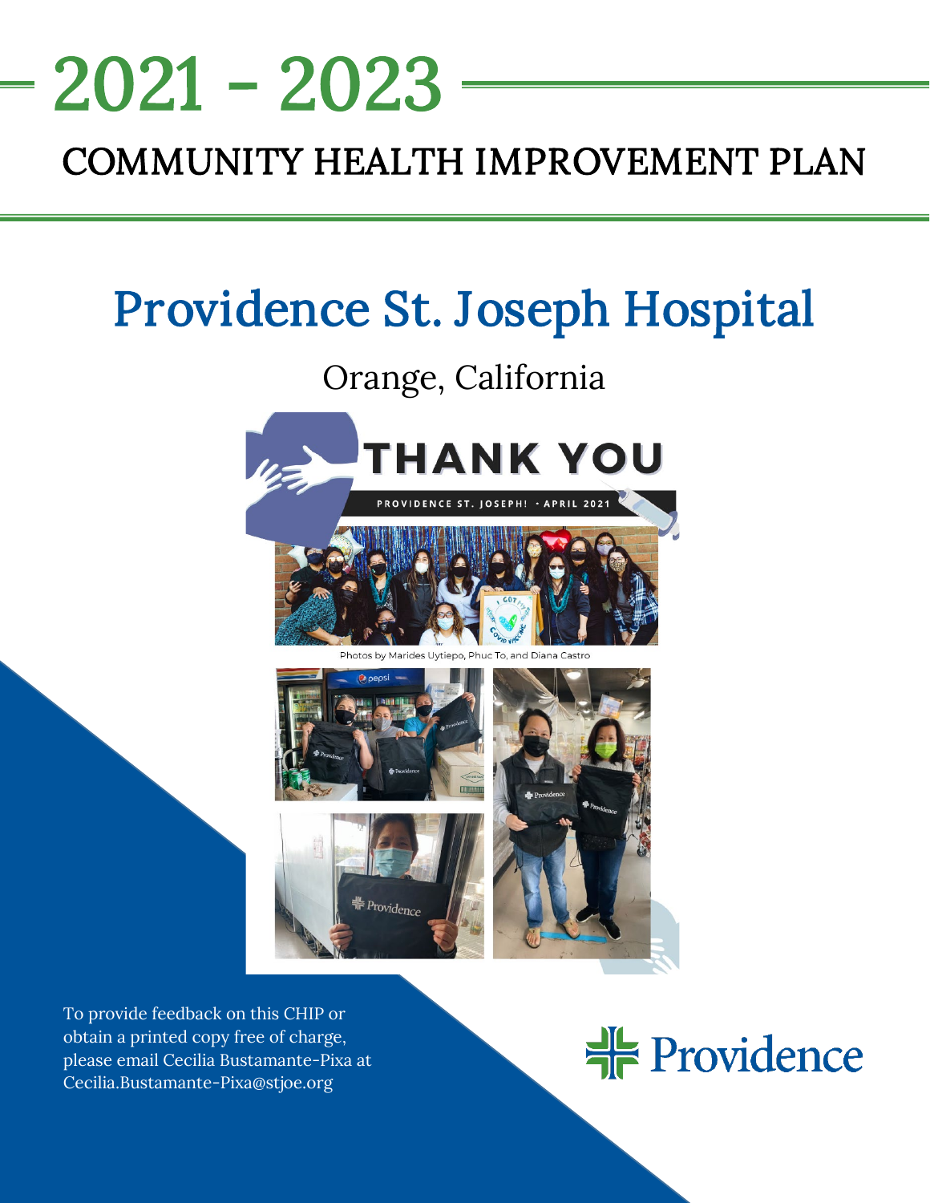# 2021 - 2023

## COMMUNITY HEALTH IMPROVEMENT PLAN

# Providence St. Joseph Hospital

Orange, California

Photos by Marides Uytiepo, Phuc To, and Diana Castro

To provide feedback on this CHIP or obtain a printed copy free of charge, please email Cecilia Bustamante-Pixa at Cecilia.Bustamante-Pixa@stjoe.org

Providence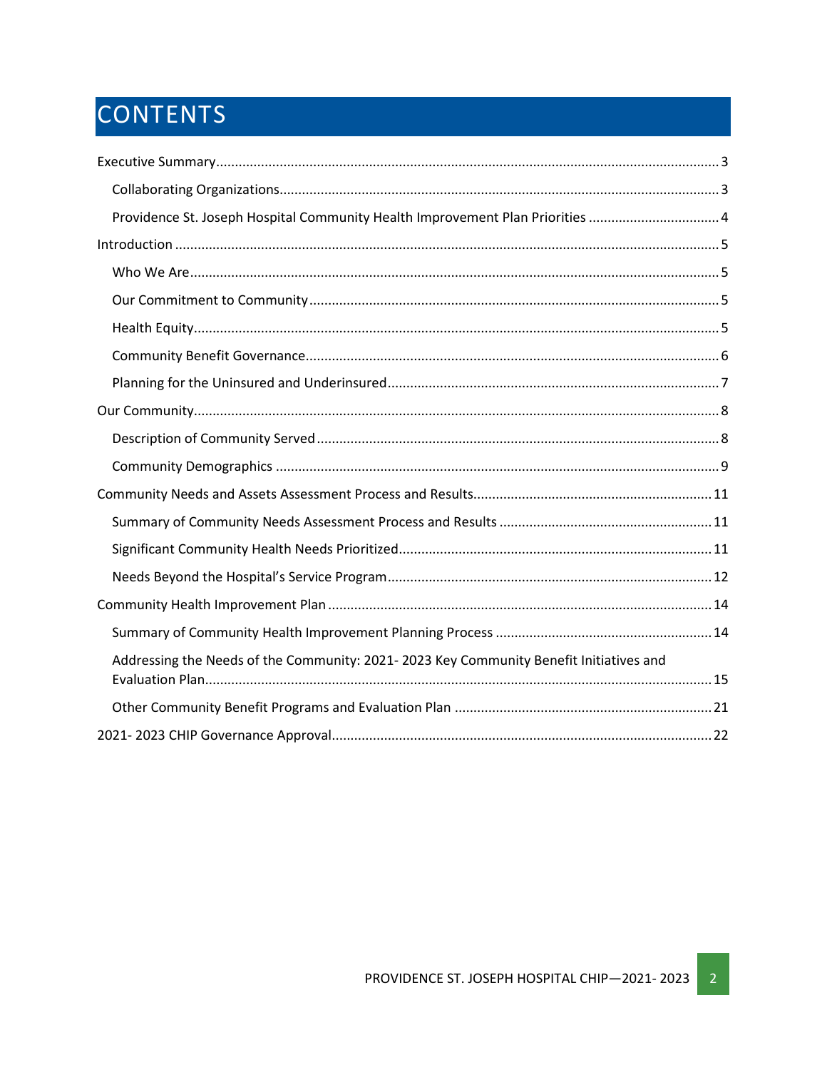# CONTENTS

Executive Summary ..... 3

- Collaborating Organizations ..... 3
- Providence St. Joseph Hospital Community Health Improvement Plan Priorities ..... 4

Introduction ..... 5

- Who We Are ..... 5
- Our Commitment to Community ..... 5
- Health Equity ..... 5
- Community Benefit Governance ..... 6
- Planning for the Uninsured and Underinsured ..... 7

Our Community ..... 8

- Description of Community Served ..... 8
- Community Demographics ..... 9

Community Needs and Assets Assessment Process and Results ..... 11

- Summary of Community Needs Assessment Process and Results ..... 11
- Significant Community Health Needs Prioritized ..... 11
- Needs Beyond the Hospital's Service Program ..... 12

Community Health Improvement Plan ..... 14

- Summary of Community Health Improvement Planning Process ..... 14
- Addressing the Needs of the Community: 2021- 2023 Key Community Benefit Initiatives and Evaluation Plan ..... 15
- Other Community Benefit Programs and Evaluation Plan ..... 21

2021- 2023 CHIP Governance Approval ..... 22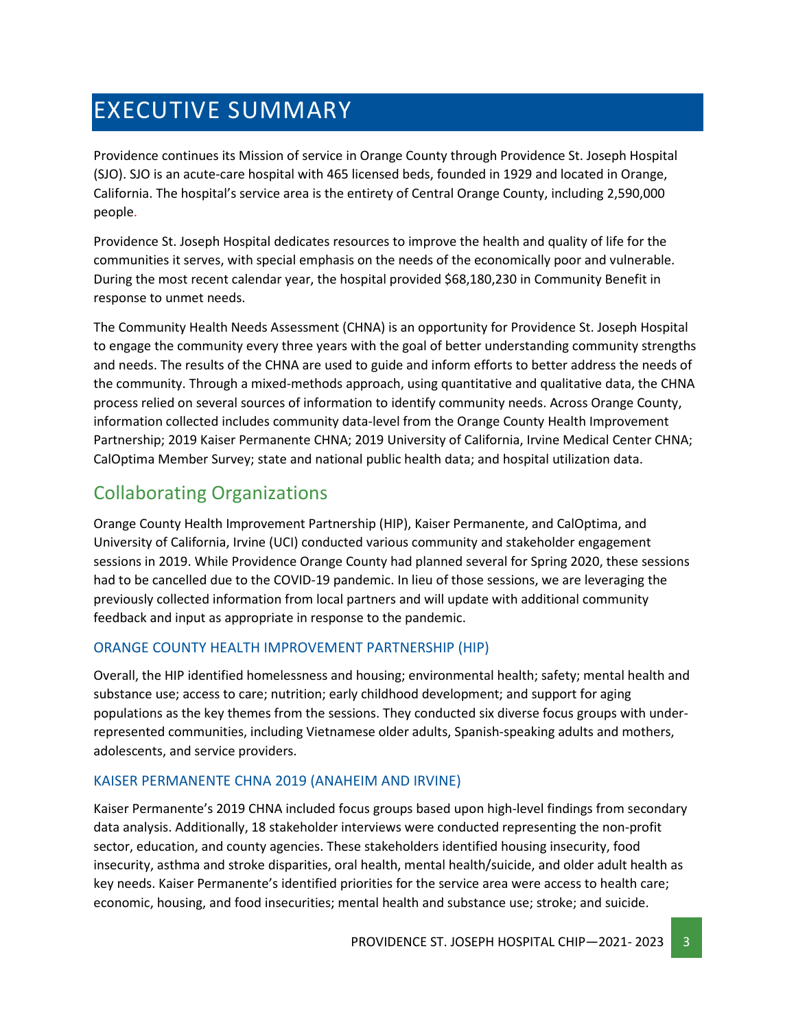# EXECUTIVE SUMMARY

Providence continues its Mission of service in Orange County through Providence St. Joseph Hospital (SJO). SJO is an acute-care hospital with 465 licensed beds, founded in 1929 and located in Orange, California. The hospital's service area is the entirety of Central Orange County, including 2,590,000 people.

Providence St. Joseph Hospital dedicates resources to improve the health and quality of life for the communities it serves, with special emphasis on the needs of the economically poor and vulnerable. During the most recent calendar year, the hospital provided $68,180,230 in Community Benefit in response to unmet needs.

The Community Health Needs Assessment (CHNA) is an opportunity for Providence St. Joseph Hospital to engage the community every three years with the goal of better understanding community strengths and needs. The results of the CHNA are used to guide and inform efforts to better address the needs of the community. Through a mixed-methods approach, using quantitative and qualitative data, the CHNA process relied on several sources of information to identify community needs. Across Orange County, information collected includes community data-level from the Orange County Health Improvement Partnership; 2019 Kaiser Permanente CHNA; 2019 University of California, Irvine Medical Center CHNA; CalOptima Member Survey; state and national public health data; and hospital utilization data.

## Collaborating Organizations

Orange County Health Improvement Partnership (HIP), Kaiser Permanente, and CalOptima, and University of California, Irvine (UCI) conducted various community and stakeholder engagement sessions in 2019. While Providence Orange County had planned several for Spring 2020, these sessions had to be cancelled due to the COVID-19 pandemic. In lieu of those sessions, we are leveraging the previously collected information from local partners and will update with additional community feedback and input as appropriate in response to the pandemic.

### ORANGE COUNTY HEALTH IMPROVEMENT PARTNERSHIP (HIP)

Overall, the HIP identified homelessness and housing; environmental health; safety; mental health and substance use; access to care; nutrition; early childhood development; and support for aging populations as the key themes from the sessions. They conducted six diverse focus groups with under-represented communities, including Vietnamese older adults, Spanish-speaking adults and mothers, adolescents, and service providers.

### KAISER PERMANENTE CHNA 2019 (ANAHEIM AND IRVINE)

Kaiser Permanente's 2019 CHNA included focus groups based upon high-level findings from secondary data analysis. Additionally, 18 stakeholder interviews were conducted representing the non-profit sector, education, and county agencies. These stakeholders identified housing insecurity, food insecurity, asthma and stroke disparities, oral health, mental health/suicide, and older adult health as key needs. Kaiser Permanente's identified priorities for the service area were access to health care; economic, housing, and food insecurities; mental health and substance use; stroke; and suicide.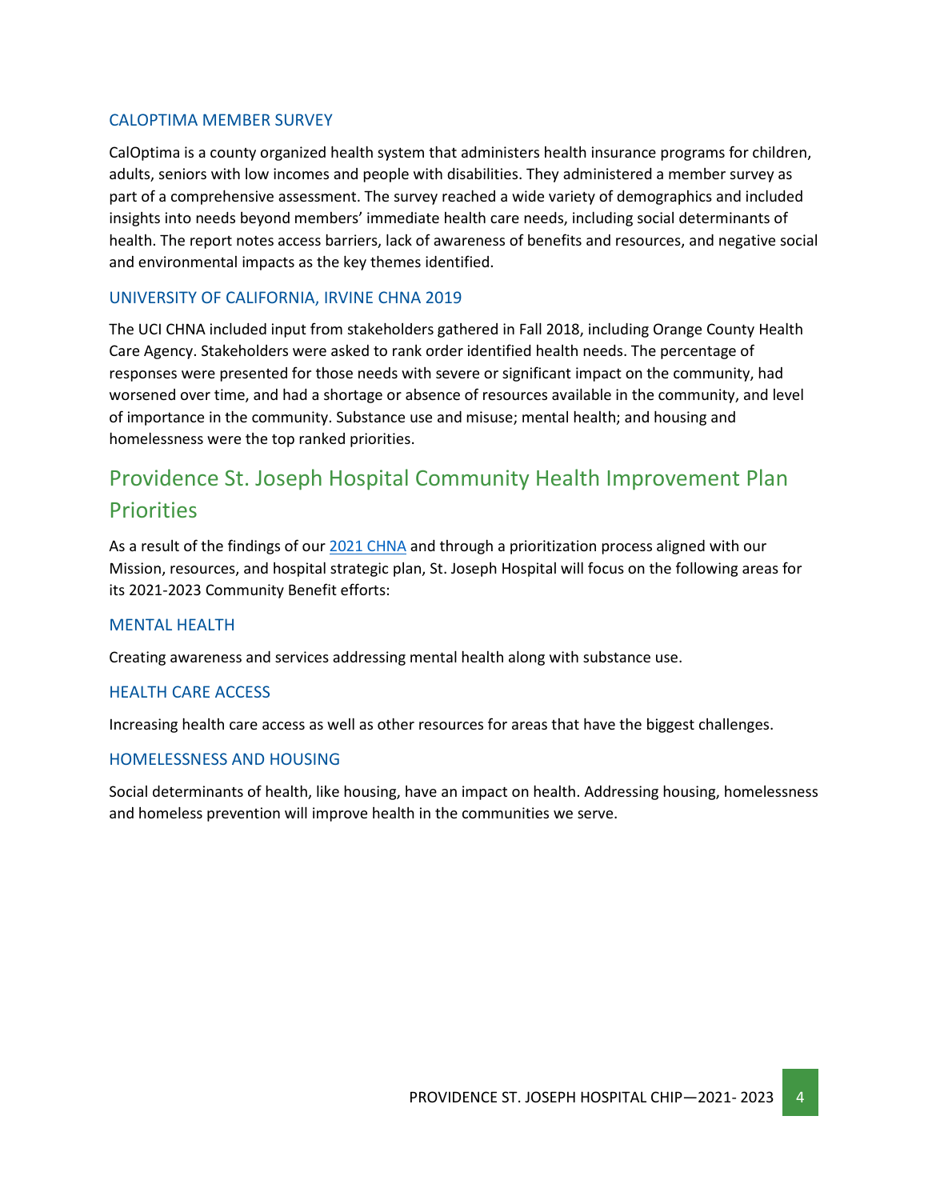### CALOPTIMA MEMBER SURVEY

CalOptima is a county organized health system that administers health insurance programs for children, adults, seniors with low incomes and people with disabilities. They administered a member survey as part of a comprehensive assessment. The survey reached a wide variety of demographics and included insights into needs beyond members' immediate health care needs, including social determinants of health. The report notes access barriers, lack of awareness of benefits and resources, and negative social and environmental impacts as the key themes identified.

### UNIVERSITY OF CALIFORNIA, IRVINE CHNA 2019

The UCI CHNA included input from stakeholders gathered in Fall 2018, including Orange County Health Care Agency. Stakeholders were asked to rank order identified health needs. The percentage of responses were presented for those needs with severe or significant impact on the community, had worsened over time, and had a shortage or absence of resources available in the community, and level of importance in the community. Substance use and misuse; mental health; and housing and homelessness were the top ranked priorities.

## Providence St. Joseph Hospital Community Health Improvement Plan Priorities

As a result of the findings of our [2021 CHNA] and through a prioritization process aligned with our Mission, resources, and hospital strategic plan, St. Joseph Hospital will focus on the following areas for its 2021-2023 Community Benefit efforts:

### MENTAL HEALTH

Creating awareness and services addressing mental health along with substance use.

### HEALTH CARE ACCESS

Increasing health care access as well as other resources for areas that have the biggest challenges.

### HOMELESSNESS AND HOUSING

Social determinants of health, like housing, have an impact on health. Addressing housing, homelessness and homeless prevention will improve health in the communities we serve.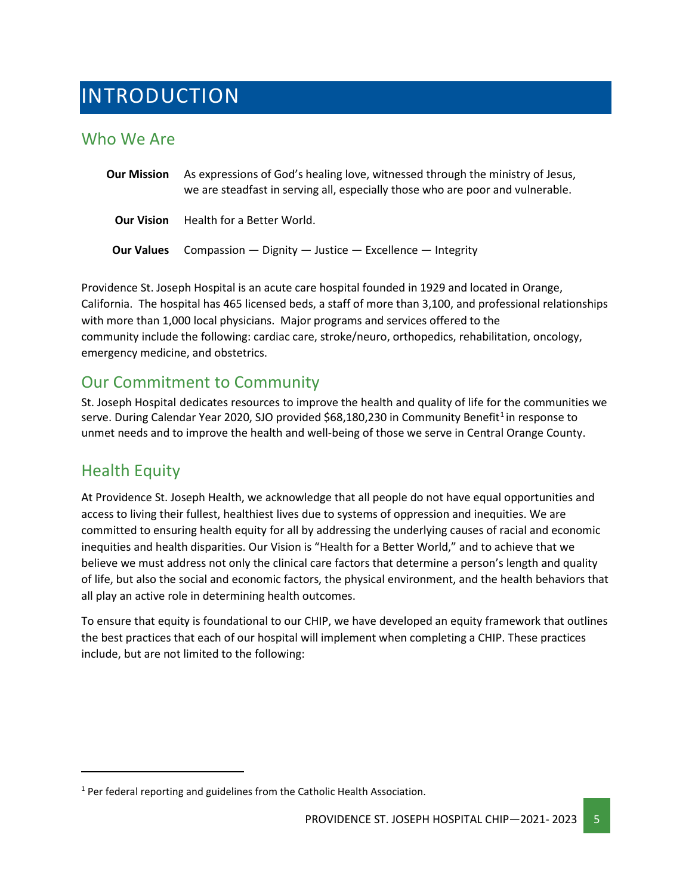# INTRODUCTION

## Who We Are

**Our Mission** As expressions of God's healing love, witnessed through the ministry of Jesus, we are steadfast in serving all, especially those who are poor and vulnerable.

**Our Vision** Health for a Better World.

**Our Values** Compassion — Dignity — Justice — Excellence — Integrity

Providence St. Joseph Hospital is an acute care hospital founded in 1929 and located in Orange, California. The hospital has 465 licensed beds, a staff of more than 3,100, and professional relationships with more than 1,000 local physicians. Major programs and services offered to the community include the following: cardiac care, stroke/neuro, orthopedics, rehabilitation, oncology, emergency medicine, and obstetrics.

## Our Commitment to Community

St. Joseph Hospital dedicates resources to improve the health and quality of life for the communities we serve. During Calendar Year 2020, SJO provided $68,180,230 in Community Benefit[1] in response to unmet needs and to improve the health and well-being of those we serve in Central Orange County.

## Health Equity

At Providence St. Joseph Health, we acknowledge that all people do not have equal opportunities and access to living their fullest, healthiest lives due to systems of oppression and inequities. We are committed to ensuring health equity for all by addressing the underlying causes of racial and economic inequities and health disparities. Our Vision is "Health for a Better World," and to achieve that we believe we must address not only the clinical care factors that determine a person's length and quality of life, but also the social and economic factors, the physical environment, and the health behaviors that all play an active role in determining health outcomes.

To ensure that equity is foundational to our CHIP, we have developed an equity framework that outlines the best practices that each of our hospital will implement when completing a CHIP. These practices include, but are not limited to the following:

[1] Per federal reporting and guidelines from the Catholic Health Association.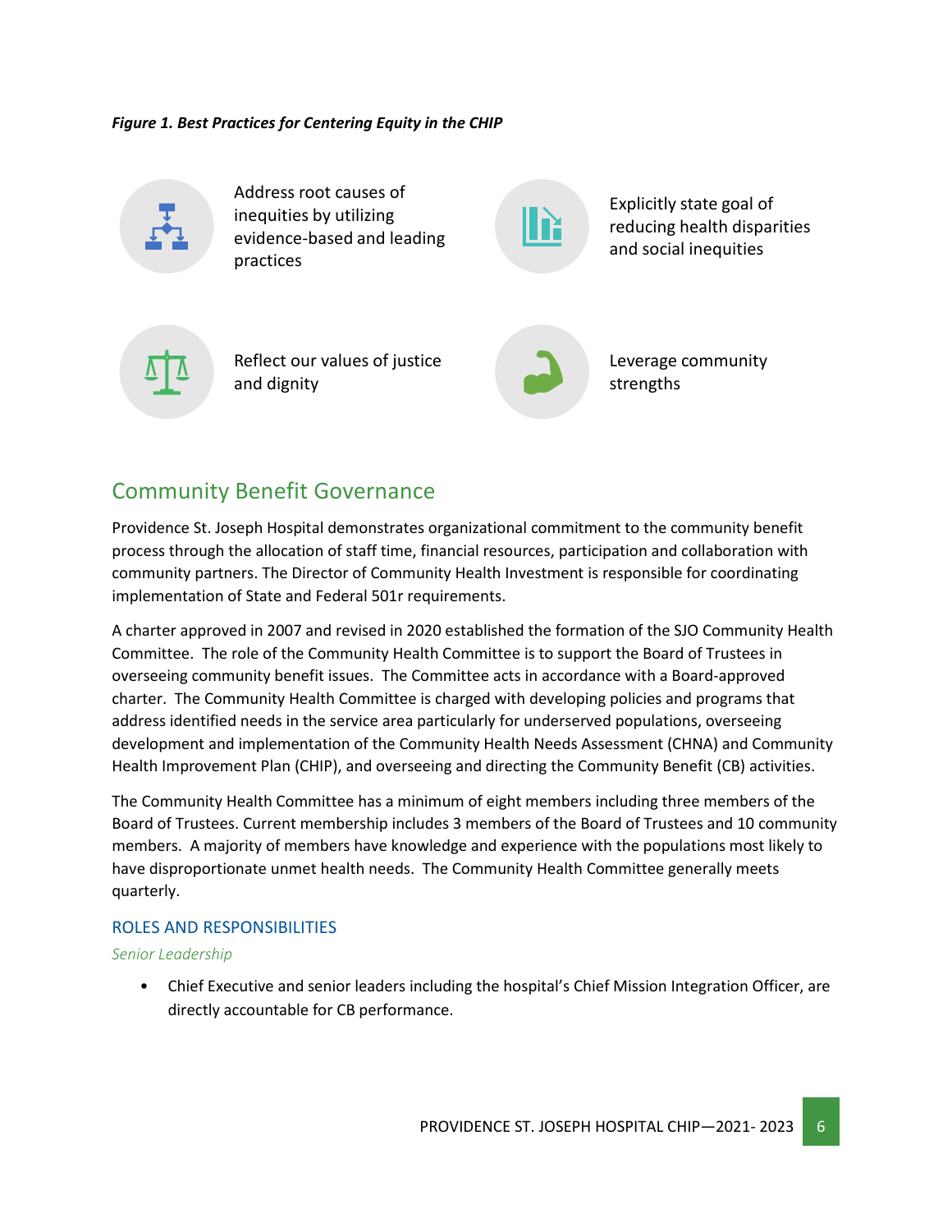***Figure 1. Best Practices for Centering Equity in the CHIP***

Address root causes of inequities by utilizing evidence-based and leading practices

Explicitly state goal of reducing health disparities and social inequities

Reflect our values of justice and dignity

Leverage community strengths

## Community Benefit Governance

Providence St. Joseph Hospital demonstrates organizational commitment to the community benefit process through the allocation of staff time, financial resources, participation and collaboration with community partners. The Director of Community Health Investment is responsible for coordinating implementation of State and Federal 501r requirements.

A charter approved in 2007 and revised in 2020 established the formation of the SJO Community Health Committee. The role of the Community Health Committee is to support the Board of Trustees in overseeing community benefit issues. The Committee acts in accordance with a Board-approved charter. The Community Health Committee is charged with developing policies and programs that address identified needs in the service area particularly for underserved populations, overseeing development and implementation of the Community Health Needs Assessment (CHNA) and Community Health Improvement Plan (CHIP), and overseeing and directing the Community Benefit (CB) activities.

The Community Health Committee has a minimum of eight members including three members of the Board of Trustees. Current membership includes 3 members of the Board of Trustees and 10 community members. A majority of members have knowledge and experience with the populations most likely to have disproportionate unmet health needs. The Community Health Committee generally meets quarterly.

### ROLES AND RESPONSIBILITIES

*Senior Leadership*

- Chief Executive and senior leaders including the hospital's Chief Mission Integration Officer, are directly accountable for CB performance.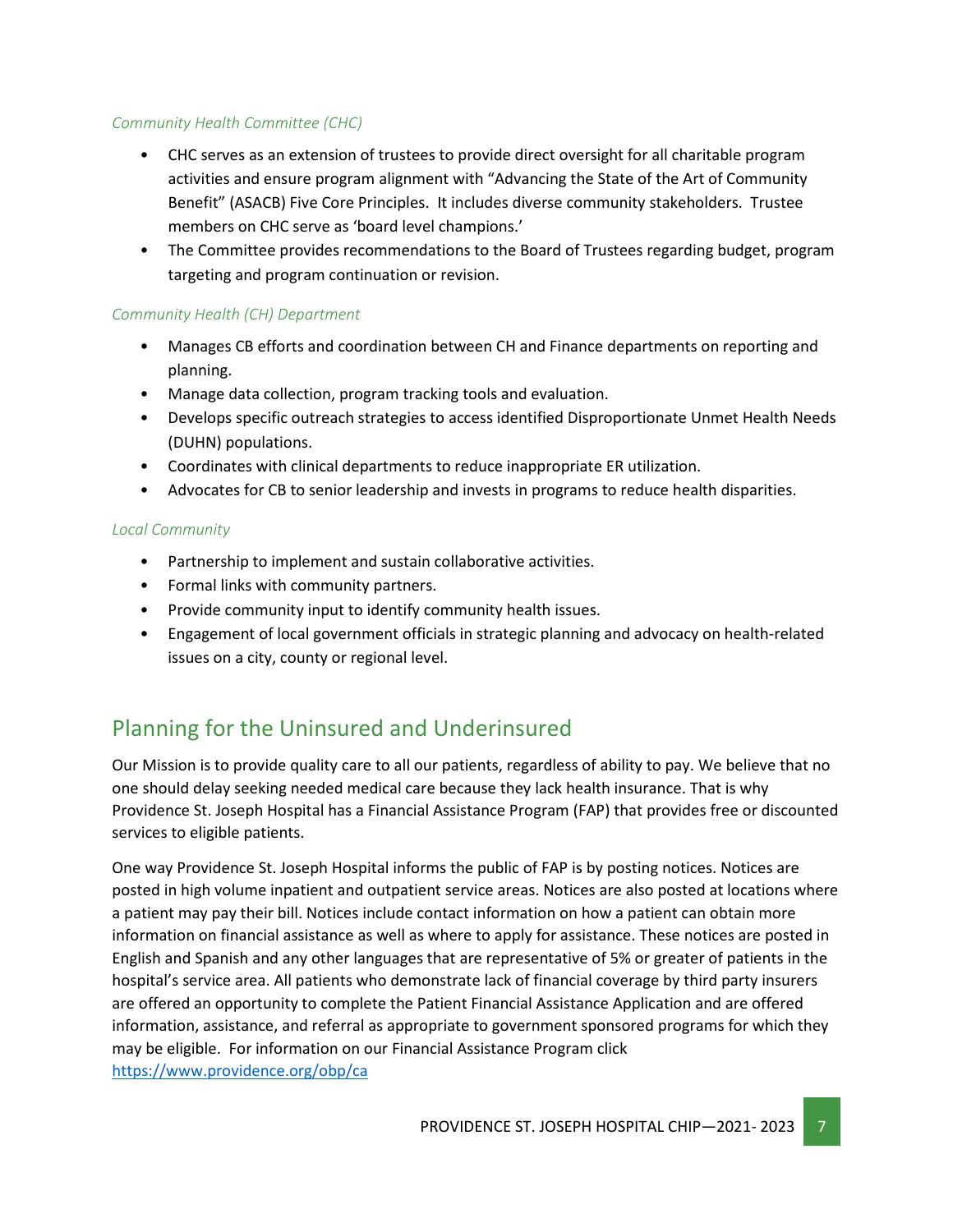*Community Health Committee (CHC)*

- CHC serves as an extension of trustees to provide direct oversight for all charitable program activities and ensure program alignment with "Advancing the State of the Art of Community Benefit" (ASACB) Five Core Principles. It includes diverse community stakeholders. Trustee members on CHC serve as 'board level champions.'
- The Committee provides recommendations to the Board of Trustees regarding budget, program targeting and program continuation or revision.

*Community Health (CH) Department*

- Manages CB efforts and coordination between CH and Finance departments on reporting and planning.
- Manage data collection, program tracking tools and evaluation.
- Develops specific outreach strategies to access identified Disproportionate Unmet Health Needs (DUHN) populations.
- Coordinates with clinical departments to reduce inappropriate ER utilization.
- Advocates for CB to senior leadership and invests in programs to reduce health disparities.

*Local Community*

- Partnership to implement and sustain collaborative activities.
- Formal links with community partners.
- Provide community input to identify community health issues.
- Engagement of local government officials in strategic planning and advocacy on health-related issues on a city, county or regional level.

## Planning for the Uninsured and Underinsured

Our Mission is to provide quality care to all our patients, regardless of ability to pay. We believe that no one should delay seeking needed medical care because they lack health insurance. That is why Providence St. Joseph Hospital has a Financial Assistance Program (FAP) that provides free or discounted services to eligible patients.

One way Providence St. Joseph Hospital informs the public of FAP is by posting notices. Notices are posted in high volume inpatient and outpatient service areas. Notices are also posted at locations where a patient may pay their bill. Notices include contact information on how a patient can obtain more information on financial assistance as well as where to apply for assistance. These notices are posted in English and Spanish and any other languages that are representative of 5% or greater of patients in the hospital's service area. All patients who demonstrate lack of financial coverage by third party insurers are offered an opportunity to complete the Patient Financial Assistance Application and are offered information, assistance, and referral as appropriate to government sponsored programs for which they may be eligible. For information on our Financial Assistance Program click https://www.providence.org/obp/ca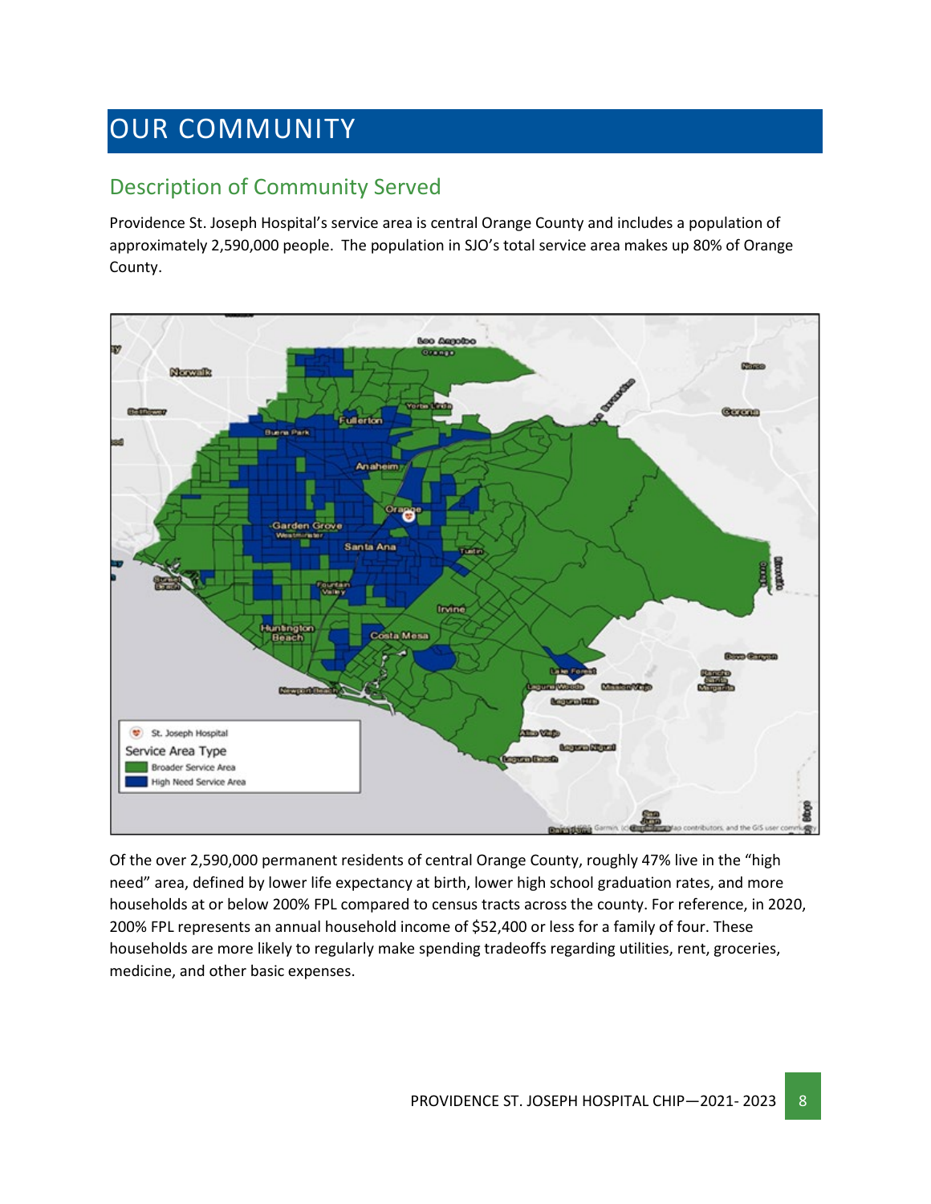# OUR COMMUNITY

## Description of Community Served

Providence St. Joseph Hospital's service area is central Orange County and includes a population of approximately 2,590,000 people. The population in SJO's total service area makes up 80% of Orange County.

Of the over 2,590,000 permanent residents of central Orange County, roughly 47% live in the "high need" area, defined by lower life expectancy at birth, lower high school graduation rates, and more households at or below 200% FPL compared to census tracts across the county. For reference, in 2020, 200% FPL represents an annual household income of $52,400 or less for a family of four. These households are more likely to regularly make spending tradeoffs regarding utilities, rent, groceries, medicine, and other basic expenses.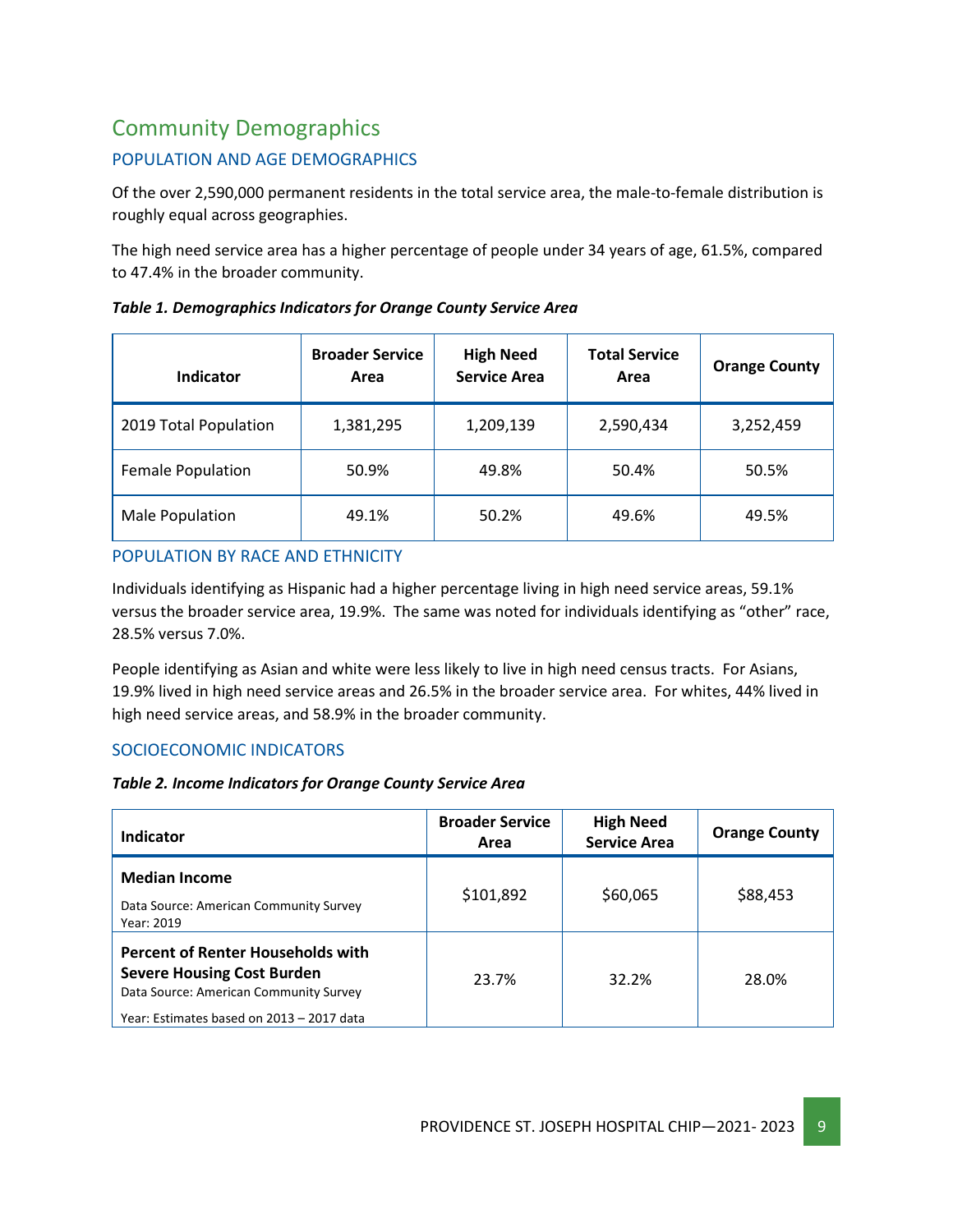# Community Demographics

## POPULATION AND AGE DEMOGRAPHICS

Of the over 2,590,000 permanent residents in the total service area, the male-to-female distribution is roughly equal across geographies.

The high need service area has a higher percentage of people under 34 years of age, 61.5%, compared to 47.4% in the broader community.

***Table 1. Demographics Indicators for Orange County Service Area***

| Indicator | Broader Service Area | High Need Service Area | Total Service Area | Orange County |
|---|---|---|---|---|
| 2019 Total Population | 1,381,295 | 1,209,139 | 2,590,434 | 3,252,459 |
| Female Population | 50.9% | 49.8% | 50.4% | 50.5% |
| Male Population | 49.1% | 50.2% | 49.6% | 49.5% |

## POPULATION BY RACE AND ETHNICITY

Individuals identifying as Hispanic had a higher percentage living in high need service areas, 59.1% versus the broader service area, 19.9%. The same was noted for individuals identifying as "other" race, 28.5% versus 7.0%.

People identifying as Asian and white were less likely to live in high need census tracts. For Asians, 19.9% lived in high need service areas and 26.5% in the broader service area. For whites, 44% lived in high need service areas, and 58.9% in the broader community.

## SOCIOECONOMIC INDICATORS

***Table 2. Income Indicators for Orange County Service Area***

| Indicator | Broader Service Area | High Need Service Area | Orange County |
|---|---|---|---|
| **Median Income**<br>Data Source: American Community Survey<br>Year: 2019 | $101,892 | $60,065 | $88,453 |
| **Percent of Renter Households with Severe Housing Cost Burden**<br>Data Source: American Community Survey<br>Year: Estimates based on 2013 – 2017 data | 23.7% | 32.2% | 28.0% |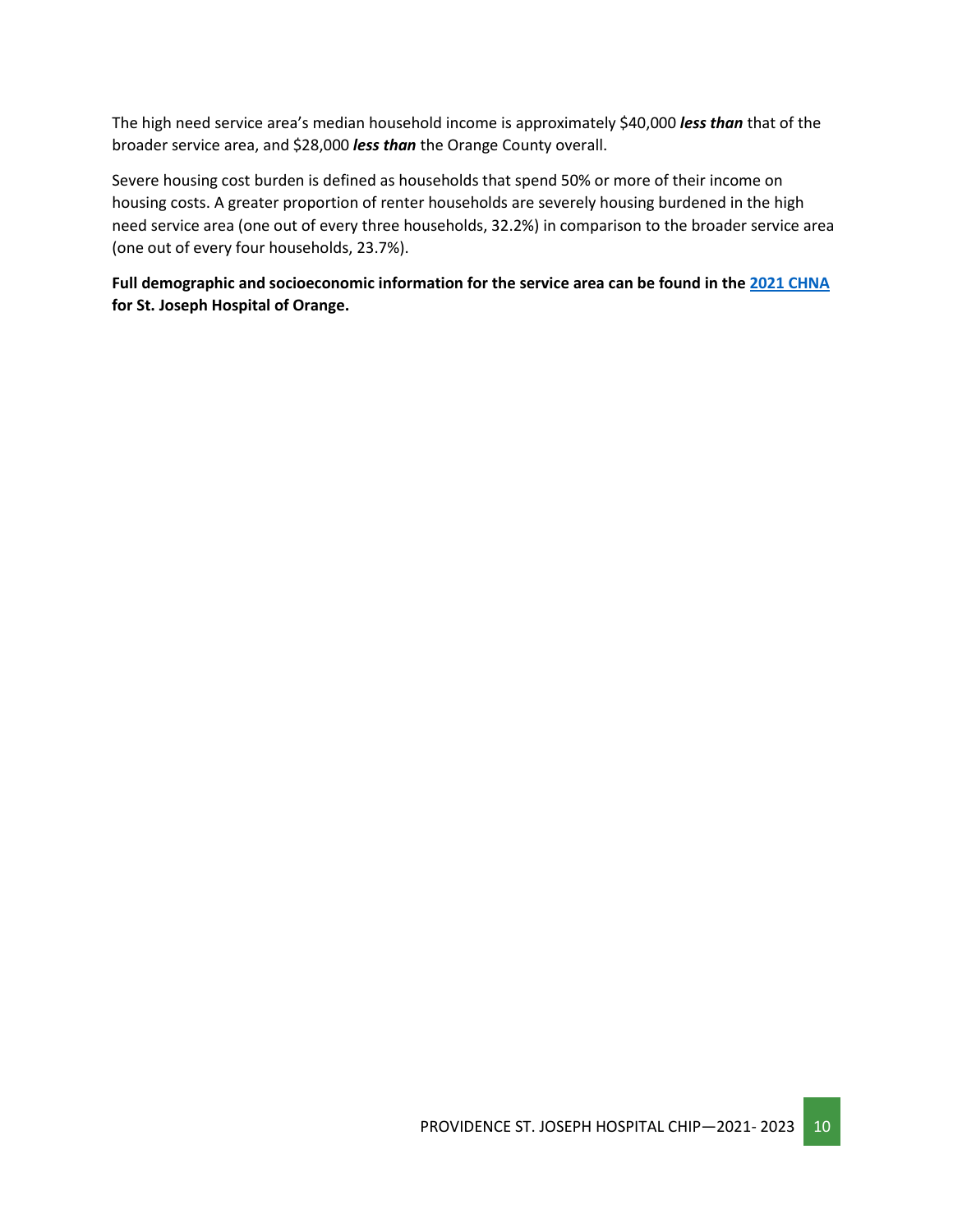The high need service area's median household income is approximately $40,000 ***less than*** that of the broader service area, and $28,000 ***less than*** the Orange County overall.

Severe housing cost burden is defined as households that spend 50% or more of their income on housing costs. A greater proportion of renter households are severely housing burdened in the high need service area (one out of every three households, 32.2%) in comparison to the broader service area (one out of every four households, 23.7%).

**Full demographic and socioeconomic information for the service area can be found in the [2021 CHNA](#) for St. Joseph Hospital of Orange.**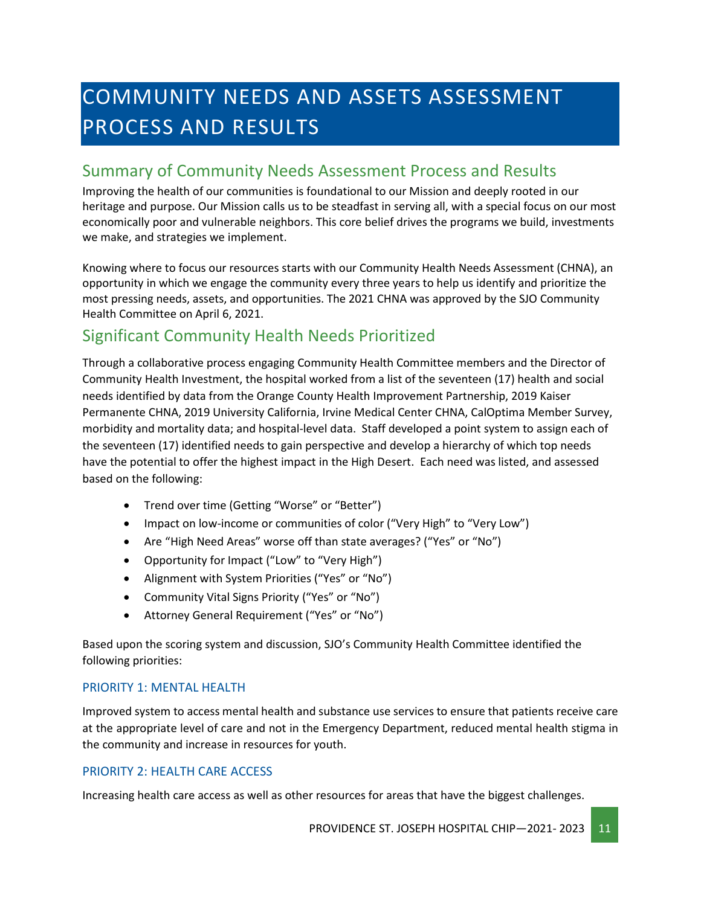# COMMUNITY NEEDS AND ASSETS ASSESSMENT PROCESS AND RESULTS

## Summary of Community Needs Assessment Process and Results

Improving the health of our communities is foundational to our Mission and deeply rooted in our heritage and purpose. Our Mission calls us to be steadfast in serving all, with a special focus on our most economically poor and vulnerable neighbors. This core belief drives the programs we build, investments we make, and strategies we implement.

Knowing where to focus our resources starts with our Community Health Needs Assessment (CHNA), an opportunity in which we engage the community every three years to help us identify and prioritize the most pressing needs, assets, and opportunities. The 2021 CHNA was approved by the SJO Community Health Committee on April 6, 2021.

## Significant Community Health Needs Prioritized

Through a collaborative process engaging Community Health Committee members and the Director of Community Health Investment, the hospital worked from a list of the seventeen (17) health and social needs identified by data from the Orange County Health Improvement Partnership, 2019 Kaiser Permanente CHNA, 2019 University California, Irvine Medical Center CHNA, CalOptima Member Survey, morbidity and mortality data; and hospital-level data. Staff developed a point system to assign each of the seventeen (17) identified needs to gain perspective and develop a hierarchy of which top needs have the potential to offer the highest impact in the High Desert. Each need was listed, and assessed based on the following:

- Trend over time (Getting "Worse" or "Better")
- Impact on low-income or communities of color ("Very High" to "Very Low")
- Are "High Need Areas" worse off than state averages? ("Yes" or "No")
- Opportunity for Impact ("Low" to "Very High")
- Alignment with System Priorities ("Yes" or "No")
- Community Vital Signs Priority ("Yes" or "No")
- Attorney General Requirement ("Yes" or "No")

Based upon the scoring system and discussion, SJO's Community Health Committee identified the following priorities:

### PRIORITY 1: MENTAL HEALTH

Improved system to access mental health and substance use services to ensure that patients receive care at the appropriate level of care and not in the Emergency Department, reduced mental health stigma in the community and increase in resources for youth.

### PRIORITY 2: HEALTH CARE ACCESS

Increasing health care access as well as other resources for areas that have the biggest challenges.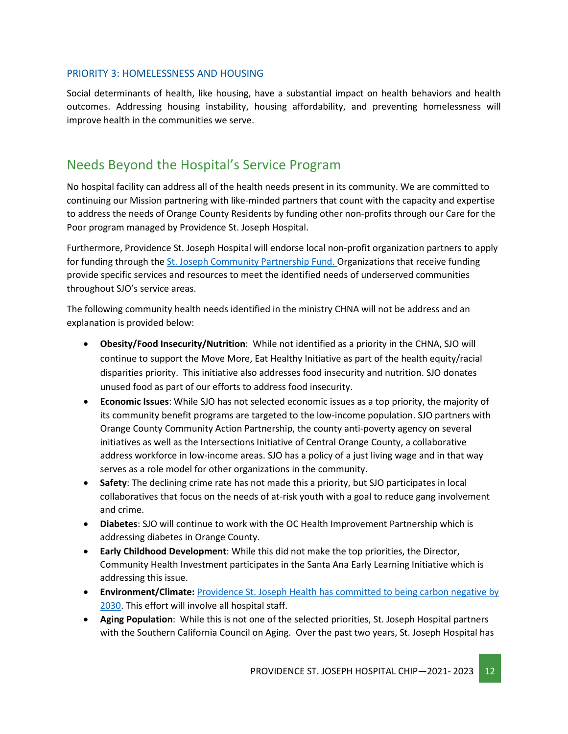### PRIORITY 3: HOMELESSNESS AND HOUSING

Social determinants of health, like housing, have a substantial impact on health behaviors and health outcomes. Addressing housing instability, housing affordability, and preventing homelessness will improve health in the communities we serve.

## Needs Beyond the Hospital's Service Program

No hospital facility can address all of the health needs present in its community. We are committed to continuing our Mission partnering with like-minded partners that count with the capacity and expertise to address the needs of Orange County Residents by funding other non-profits through our Care for the Poor program managed by Providence St. Joseph Hospital.

Furthermore, Providence St. Joseph Hospital will endorse local non-profit organization partners to apply for funding through the [St. Joseph Community Partnership Fund.]() Organizations that receive funding provide specific services and resources to meet the identified needs of underserved communities throughout SJO's service areas.

The following community health needs identified in the ministry CHNA will not be address and an explanation is provided below:

- **Obesity/Food Insecurity/Nutrition**: While not identified as a priority in the CHNA, SJO will continue to support the Move More, Eat Healthy Initiative as part of the health equity/racial disparities priority. This initiative also addresses food insecurity and nutrition. SJO donates unused food as part of our efforts to address food insecurity.
- **Economic Issues**: While SJO has not selected economic issues as a top priority, the majority of its community benefit programs are targeted to the low-income population. SJO partners with Orange County Community Action Partnership, the county anti-poverty agency on several initiatives as well as the Intersections Initiative of Central Orange County, a collaborative address workforce in low-income areas. SJO has a policy of a just living wage and in that way serves as a role model for other organizations in the community.
- **Safety**: The declining crime rate has not made this a priority, but SJO participates in local collaboratives that focus on the needs of at-risk youth with a goal to reduce gang involvement and crime.
- **Diabetes**: SJO will continue to work with the OC Health Improvement Partnership which is addressing diabetes in Orange County.
- **Early Childhood Development**: While this did not make the top priorities, the Director, Community Health Investment participates in the Santa Ana Early Learning Initiative which is addressing this issue.
- **Environment/Climate:** [Providence St. Joseph Health has committed to being carbon negative by 2030](). This effort will involve all hospital staff.
- **Aging Population**: While this is not one of the selected priorities, St. Joseph Hospital partners with the Southern California Council on Aging. Over the past two years, St. Joseph Hospital has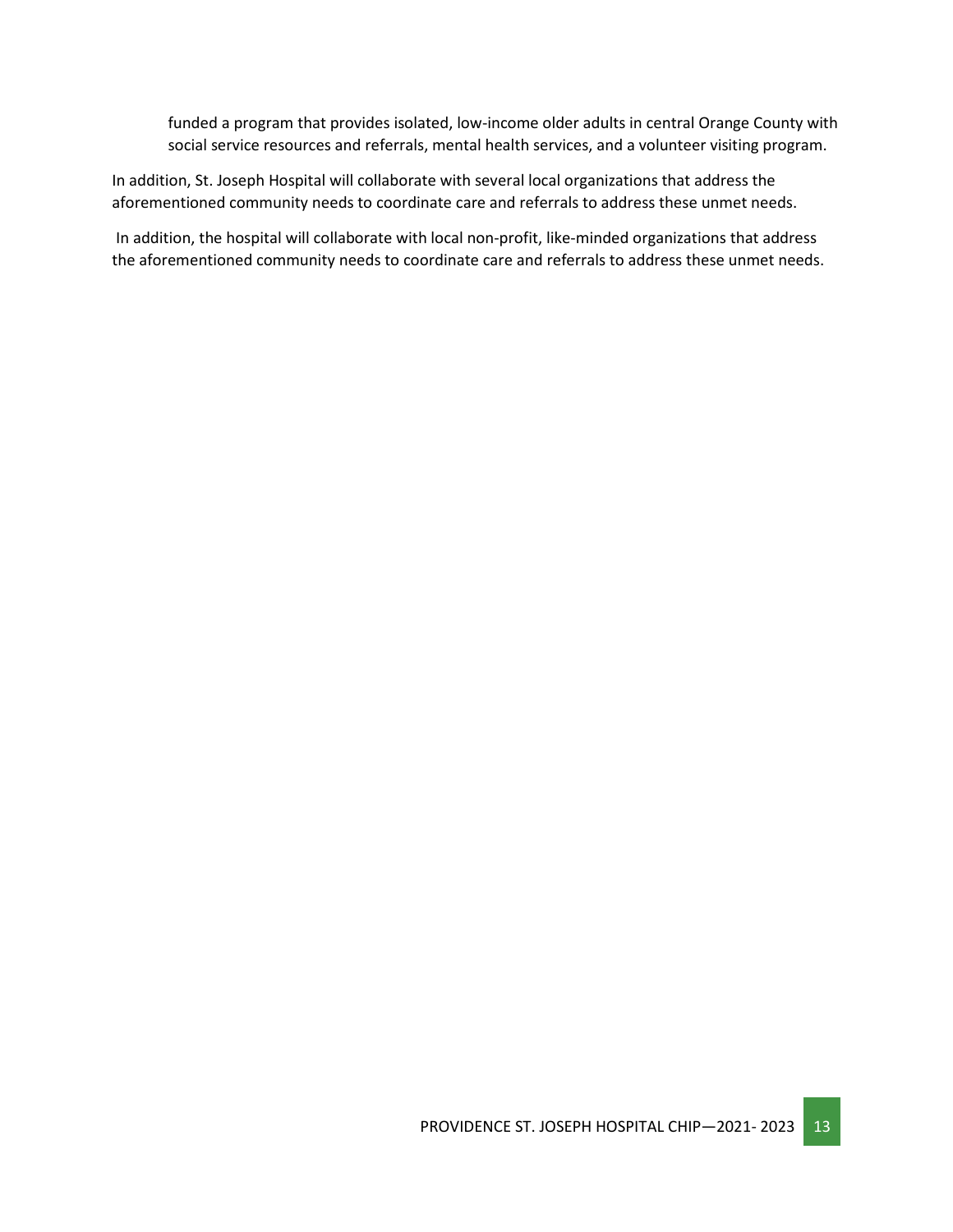funded a program that provides isolated, low-income older adults in central Orange County with social service resources and referrals, mental health services, and a volunteer visiting program.

In addition, St. Joseph Hospital will collaborate with several local organizations that address the aforementioned community needs to coordinate care and referrals to address these unmet needs.

In addition, the hospital will collaborate with local non-profit, like-minded organizations that address the aforementioned community needs to coordinate care and referrals to address these unmet needs.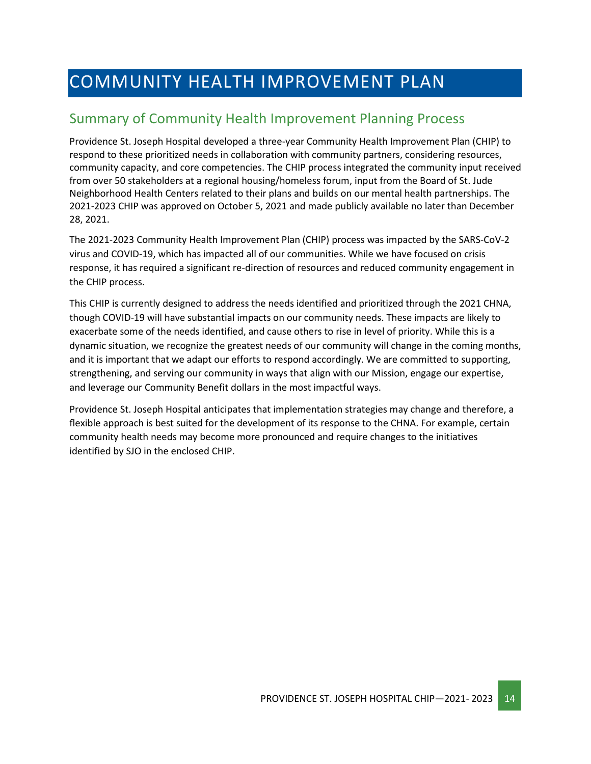# COMMUNITY HEALTH IMPROVEMENT PLAN

## Summary of Community Health Improvement Planning Process

Providence St. Joseph Hospital developed a three-year Community Health Improvement Plan (CHIP) to respond to these prioritized needs in collaboration with community partners, considering resources, community capacity, and core competencies. The CHIP process integrated the community input received from over 50 stakeholders at a regional housing/homeless forum, input from the Board of St. Jude Neighborhood Health Centers related to their plans and builds on our mental health partnerships. The 2021-2023 CHIP was approved on October 5, 2021 and made publicly available no later than December 28, 2021.

The 2021-2023 Community Health Improvement Plan (CHIP) process was impacted by the SARS-CoV-2 virus and COVID-19, which has impacted all of our communities. While we have focused on crisis response, it has required a significant re-direction of resources and reduced community engagement in the CHIP process.

This CHIP is currently designed to address the needs identified and prioritized through the 2021 CHNA, though COVID-19 will have substantial impacts on our community needs. These impacts are likely to exacerbate some of the needs identified, and cause others to rise in level of priority. While this is a dynamic situation, we recognize the greatest needs of our community will change in the coming months, and it is important that we adapt our efforts to respond accordingly. We are committed to supporting, strengthening, and serving our community in ways that align with our Mission, engage our expertise, and leverage our Community Benefit dollars in the most impactful ways.

Providence St. Joseph Hospital anticipates that implementation strategies may change and therefore, a flexible approach is best suited for the development of its response to the CHNA. For example, certain community health needs may become more pronounced and require changes to the initiatives identified by SJO in the enclosed CHIP.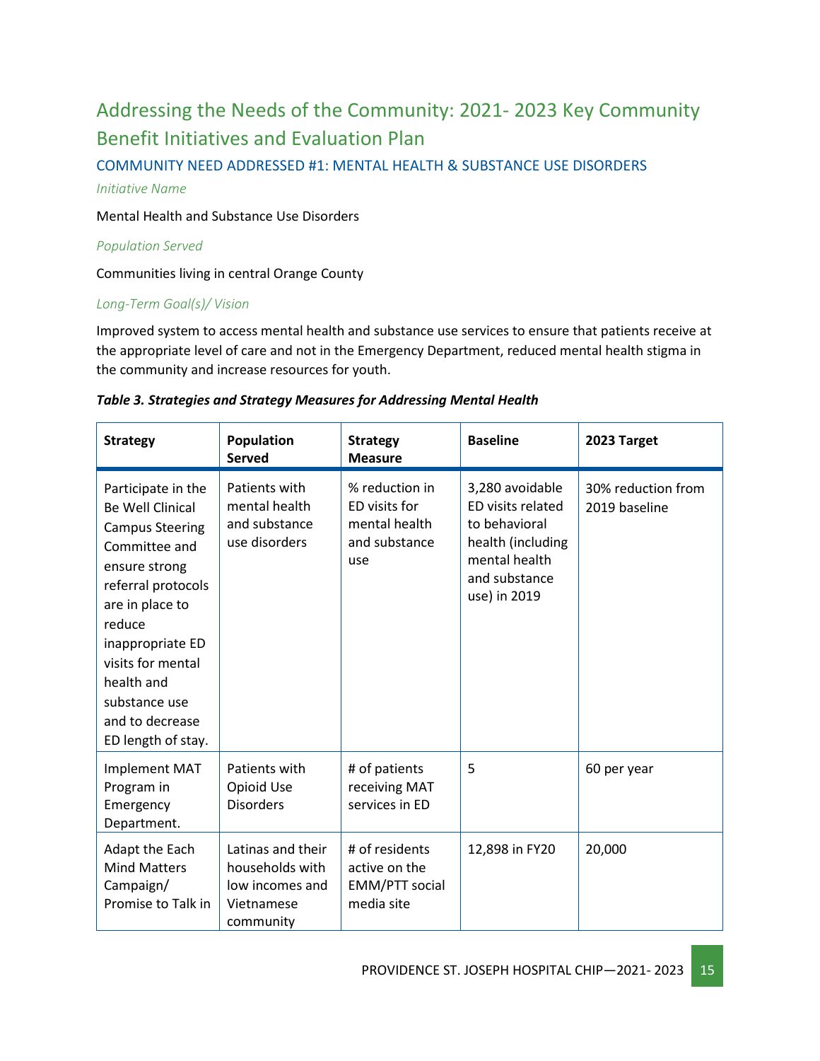## Addressing the Needs of the Community: 2021- 2023 Key Community Benefit Initiatives and Evaluation Plan

### COMMUNITY NEED ADDRESSED #1: MENTAL HEALTH & SUBSTANCE USE DISORDERS

*Initiative Name*

Mental Health and Substance Use Disorders

*Population Served*

Communities living in central Orange County

*Long-Term Goal(s)/ Vision*

Improved system to access mental health and substance use services to ensure that patients receive at the appropriate level of care and not in the Emergency Department, reduced mental health stigma in the community and increase resources for youth.

***Table 3. Strategies and Strategy Measures for Addressing Mental Health***

| Strategy | Population Served | Strategy Measure | Baseline | 2023 Target |
|---|---|---|---|---|
| Participate in the Be Well Clinical Campus Steering Committee and ensure strong referral protocols are in place to reduce inappropriate ED visits for mental health and substance use and to decrease ED length of stay. | Patients with mental health and substance use disorders | % reduction in ED visits for mental health and substance use | 3,280 avoidable ED visits related to behavioral health (including mental health and substance use) in 2019 | 30% reduction from 2019 baseline |
| Implement MAT Program in Emergency Department. | Patients with Opioid Use Disorders | # of patients receiving MAT services in ED | 5 | 60 per year |
| Adapt the Each Mind Matters Campaign/ Promise to Talk in | Latinas and their households with low incomes and Vietnamese community | # of residents active on the EMM/PTT social media site | 12,898 in FY20 | 20,000 |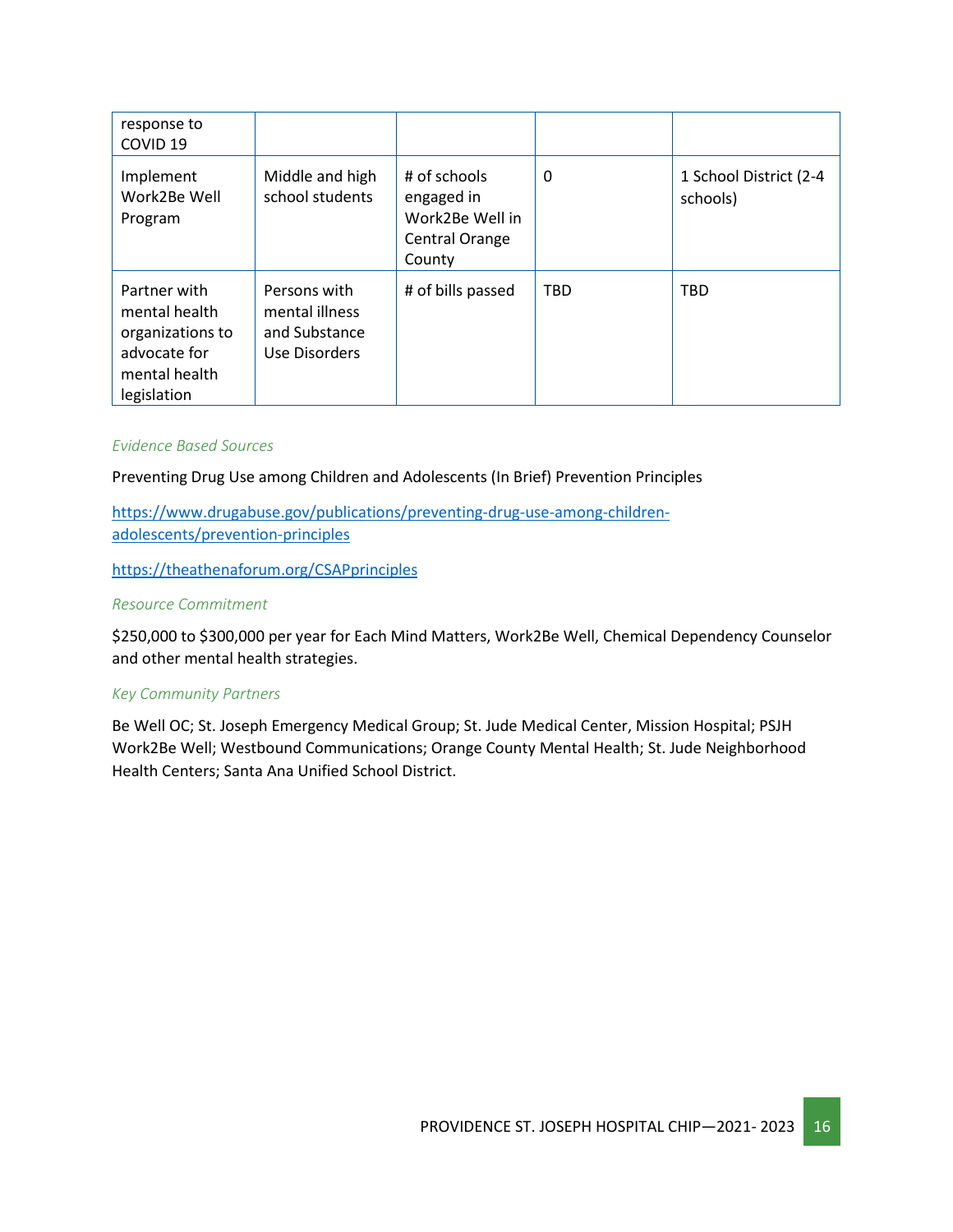| response to COVID 19 | | | | |
|---|---|---|---|---|
| Implement Work2Be Well Program | Middle and high school students | # of schools engaged in Work2Be Well in Central Orange County | 0 | 1 School District (2-4 schools) |
| Partner with mental health organizations to advocate for mental health legislation | Persons with mental illness and Substance Use Disorders | # of bills passed | TBD | TBD |

*Evidence Based Sources*

Preventing Drug Use among Children and Adolescents (In Brief) Prevention Principles

https://www.drugabuse.gov/publications/preventing-drug-use-among-children-adolescents/prevention-principles

https://theathenaforum.org/CSAPprinciples

*Resource Commitment*

$250,000 to $300,000 per year for Each Mind Matters, Work2Be Well, Chemical Dependency Counselor and other mental health strategies.

*Key Community Partners*

Be Well OC; St. Joseph Emergency Medical Group; St. Jude Medical Center, Mission Hospital; PSJH Work2Be Well; Westbound Communications; Orange County Mental Health; St. Jude Neighborhood Health Centers; Santa Ana Unified School District.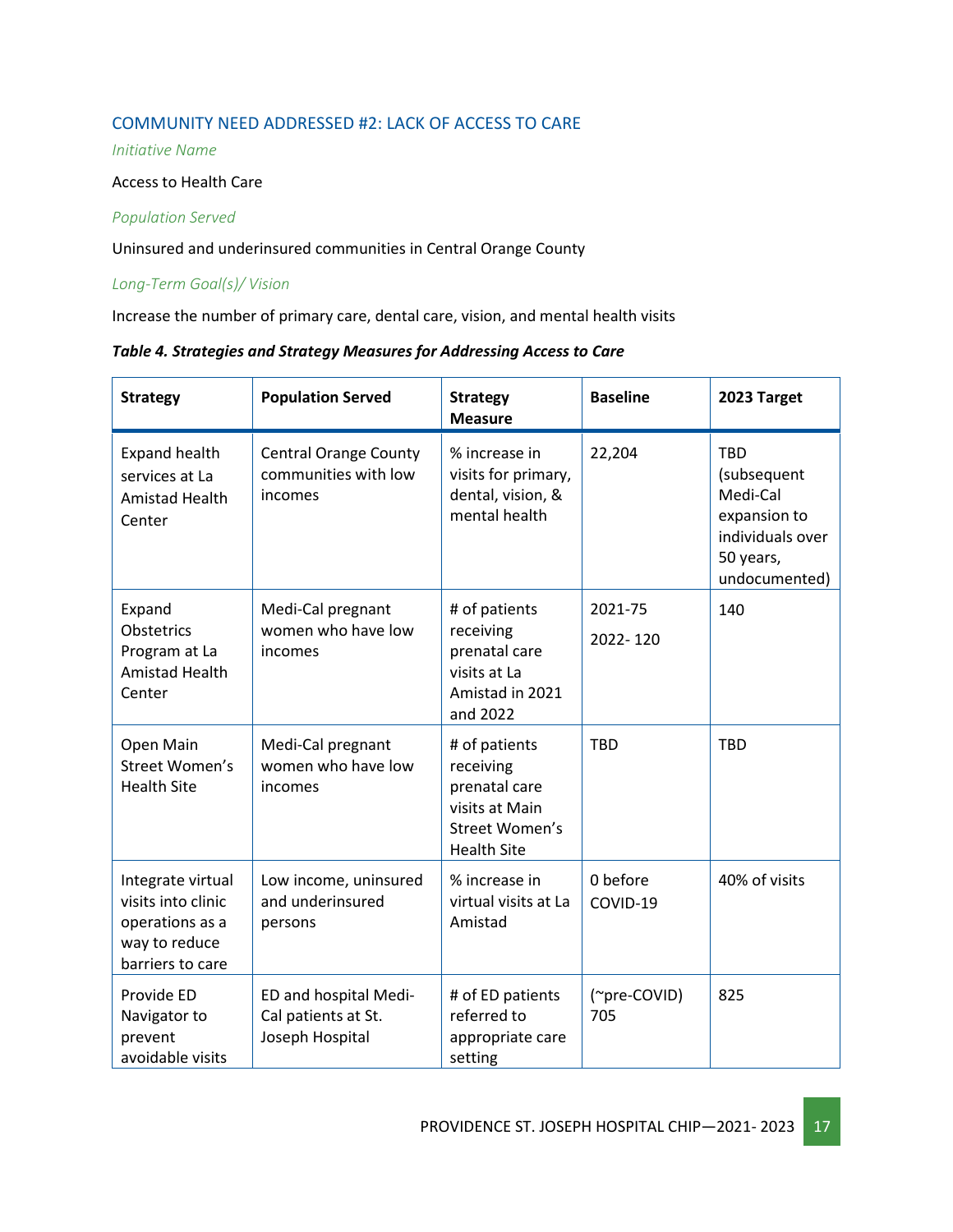### COMMUNITY NEED ADDRESSED #2: LACK OF ACCESS TO CARE

*Initiative Name*

Access to Health Care

*Population Served*

Uninsured and underinsured communities in Central Orange County

*Long-Term Goal(s)/ Vision*

Increase the number of primary care, dental care, vision, and mental health visits

***Table 4. Strategies and Strategy Measures for Addressing Access to Care***

| Strategy | Population Served | Strategy Measure | Baseline | 2023 Target |
|---|---|---|---|---|
| Expand health services at La Amistad Health Center | Central Orange County communities with low incomes | % increase in visits for primary, dental, vision, & mental health | 22,204 | TBD (subsequent Medi-Cal expansion to individuals over 50 years, undocumented) |
| Expand Obstetrics Program at La Amistad Health Center | Medi-Cal pregnant women who have low incomes | # of patients receiving prenatal care visits at La Amistad in 2021 and 2022 | 2021-75<br>2022- 120 | 140 |
| Open Main Street Women's Health Site | Medi-Cal pregnant women who have low incomes | # of patients receiving prenatal care visits at Main Street Women's Health Site | TBD | TBD |
| Integrate virtual visits into clinic operations as a way to reduce barriers to care | Low income, uninsured and underinsured persons | % increase in virtual visits at La Amistad | 0 before COVID-19 | 40% of visits |
| Provide ED Navigator to prevent avoidable visits | ED and hospital Medi-Cal patients at St. Joseph Hospital | # of ED patients referred to appropriate care setting | (~pre-COVID) 705 | 825 |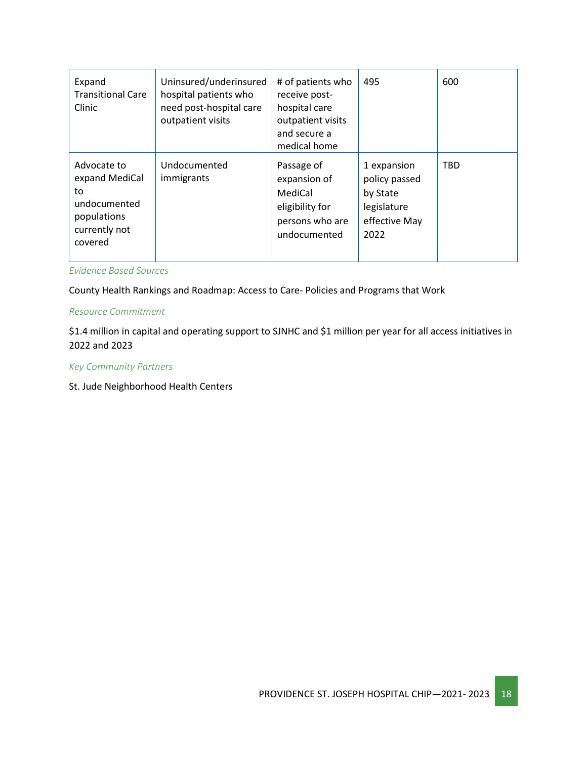| | | | | |
|---|---|---|---|---|
| Expand Transitional Care Clinic | Uninsured/underinsured hospital patients who need post-hospital care outpatient visits | # of patients who receive post-hospital care outpatient visits and secure a medical home | 495 | 600 |
| Advocate to expand MediCal to undocumented populations currently not covered | Undocumented immigrants | Passage of expansion of MediCal eligibility for persons who are undocumented | 1 expansion policy passed by State legislature effective May 2022 | TBD |

*Evidence Based Sources*

County Health Rankings and Roadmap: Access to Care- Policies and Programs that Work

*Resource Commitment*

$1.4 million in capital and operating support to SJNHC and $1 million per year for all access initiatives in 2022 and 2023

*Key Community Partners*

St. Jude Neighborhood Health Centers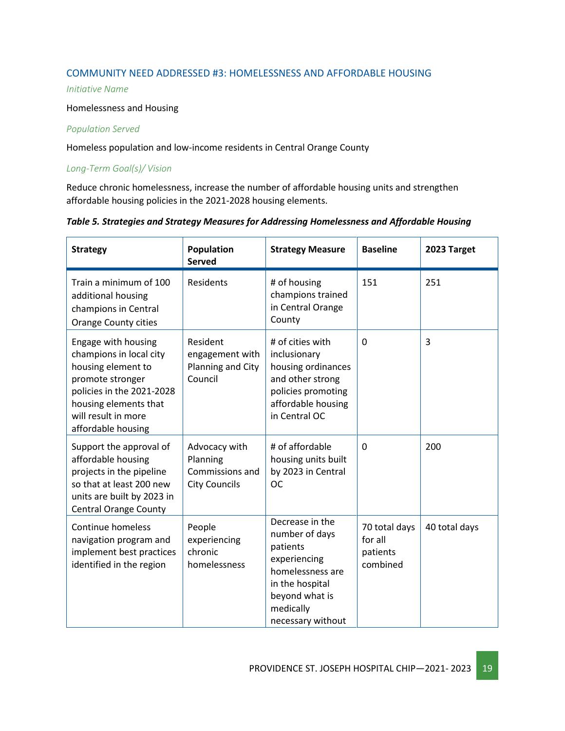## COMMUNITY NEED ADDRESSED #3: HOMELESSNESS AND AFFORDABLE HOUSING

*Initiative Name*

Homelessness and Housing

*Population Served*

Homeless population and low-income residents in Central Orange County

*Long-Term Goal(s)/ Vision*

Reduce chronic homelessness, increase the number of affordable housing units and strengthen affordable housing policies in the 2021-2028 housing elements.

***Table 5. Strategies and Strategy Measures for Addressing Homelessness and Affordable Housing***

| Strategy | Population Served | Strategy Measure | Baseline | 2023 Target |
|---|---|---|---|---|
| Train a minimum of 100 additional housing champions in Central Orange County cities | Residents | # of housing champions trained in Central Orange County | 151 | 251 |
| Engage with housing champions in local city housing element to promote stronger policies in the 2021-2028 housing elements that will result in more affordable housing | Resident engagement with Planning and City Council | # of cities with inclusionary housing ordinances and other strong policies promoting affordable housing in Central OC | 0 | 3 |
| Support the approval of affordable housing projects in the pipeline so that at least 200 new units are built by 2023 in Central Orange County | Advocacy with Planning Commissions and City Councils | # of affordable housing units built by 2023 in Central OC | 0 | 200 |
| Continue homeless navigation program and implement best practices identified in the region | People experiencing chronic homelessness | Decrease in the number of days patients experiencing homelessness are in the hospital beyond what is medically necessary without | 70 total days for all patients combined | 40 total days |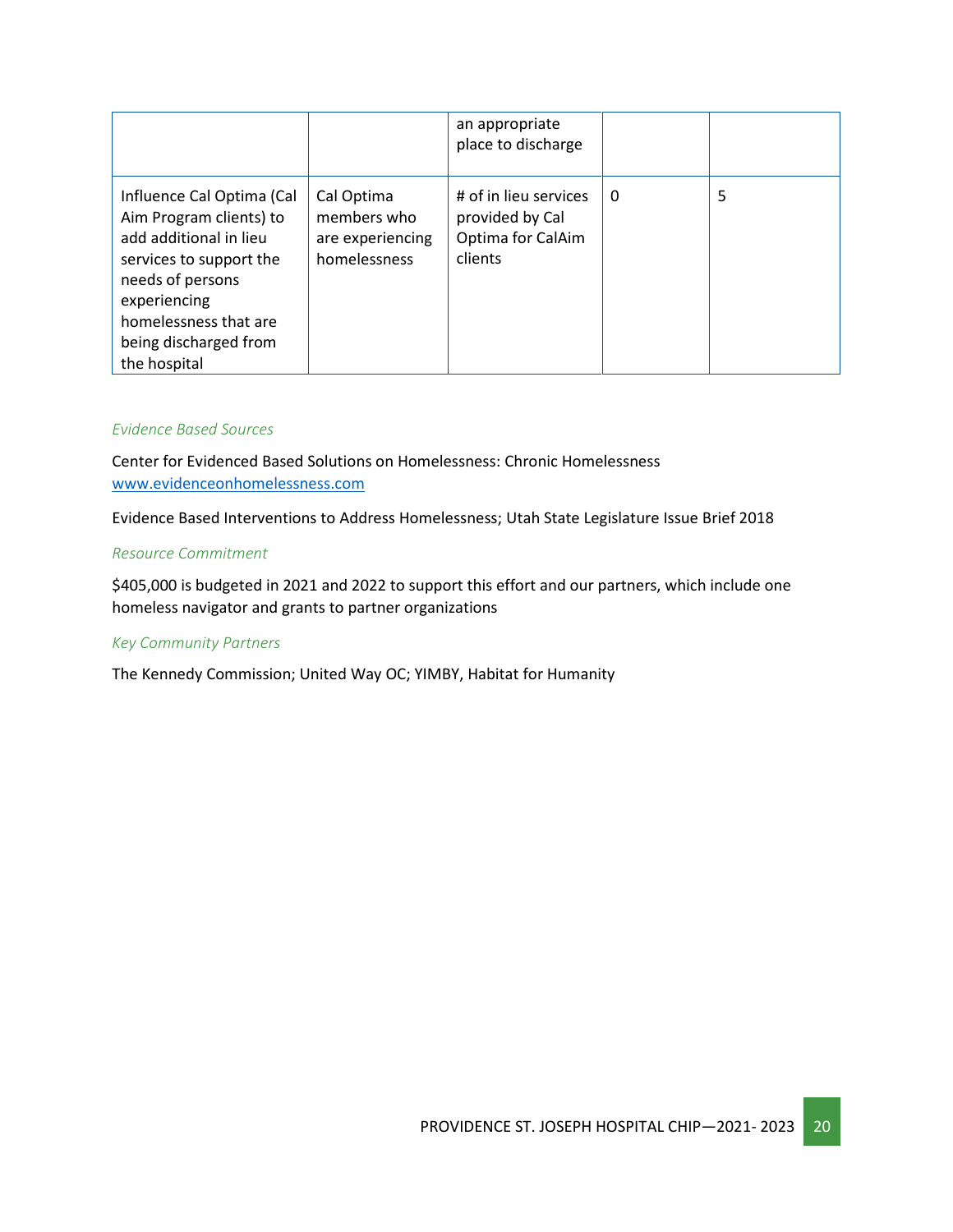| | | | | |
|---|---|---|---|---|
| | | an appropriate place to discharge | | |
| Influence Cal Optima (Cal Aim Program clients) to add additional in lieu services to support the needs of persons experiencing homelessness that are being discharged from the hospital | Cal Optima members who are experiencing homelessness | # of in lieu services provided by Cal Optima for CalAim clients | 0 | 5 |

*Evidence Based Sources*

Center for Evidenced Based Solutions on Homelessness: Chronic Homelessness
www.evidenceonhomelessness.com

Evidence Based Interventions to Address Homelessness; Utah State Legislature Issue Brief 2018

*Resource Commitment*

$405,000 is budgeted in 2021 and 2022 to support this effort and our partners, which include one homeless navigator and grants to partner organizations

*Key Community Partners*

The Kennedy Commission; United Way OC; YIMBY, Habitat for Humanity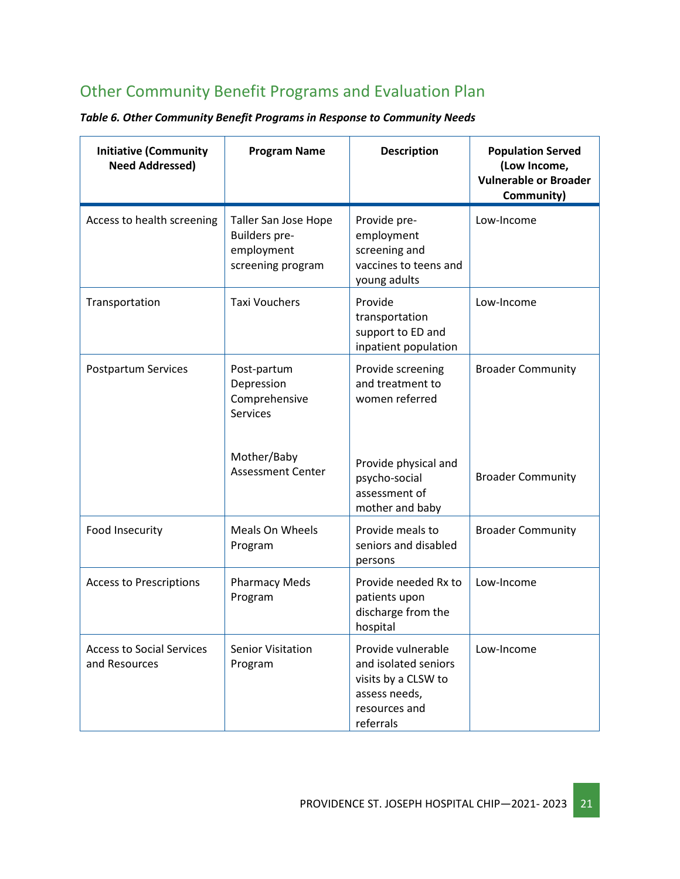## Other Community Benefit Programs and Evaluation Plan

***Table 6. Other Community Benefit Programs in Response to Community Needs***

| Initiative (Community Need Addressed) | Program Name | Description | Population Served (Low Income, Vulnerable or Broader Community) |
|---|---|---|---|
| Access to health screening | Taller San Jose Hope Builders pre-employment screening program | Provide pre-employment screening and vaccines to teens and young adults | Low-Income |
| Transportation | Taxi Vouchers | Provide transportation support to ED and inpatient population | Low-Income |
| Postpartum Services | Post-partum Depression Comprehensive Services | Provide screening and treatment to women referred | Broader Community |
| | Mother/Baby Assessment Center | Provide physical and psycho-social assessment of mother and baby | Broader Community |
| Food Insecurity | Meals On Wheels Program | Provide meals to seniors and disabled persons | Broader Community |
| Access to Prescriptions | Pharmacy Meds Program | Provide needed Rx to patients upon discharge from the hospital | Low-Income |
| Access to Social Services and Resources | Senior Visitation Program | Provide vulnerable and isolated seniors visits by a CLSW to assess needs, resources and referrals | Low-Income |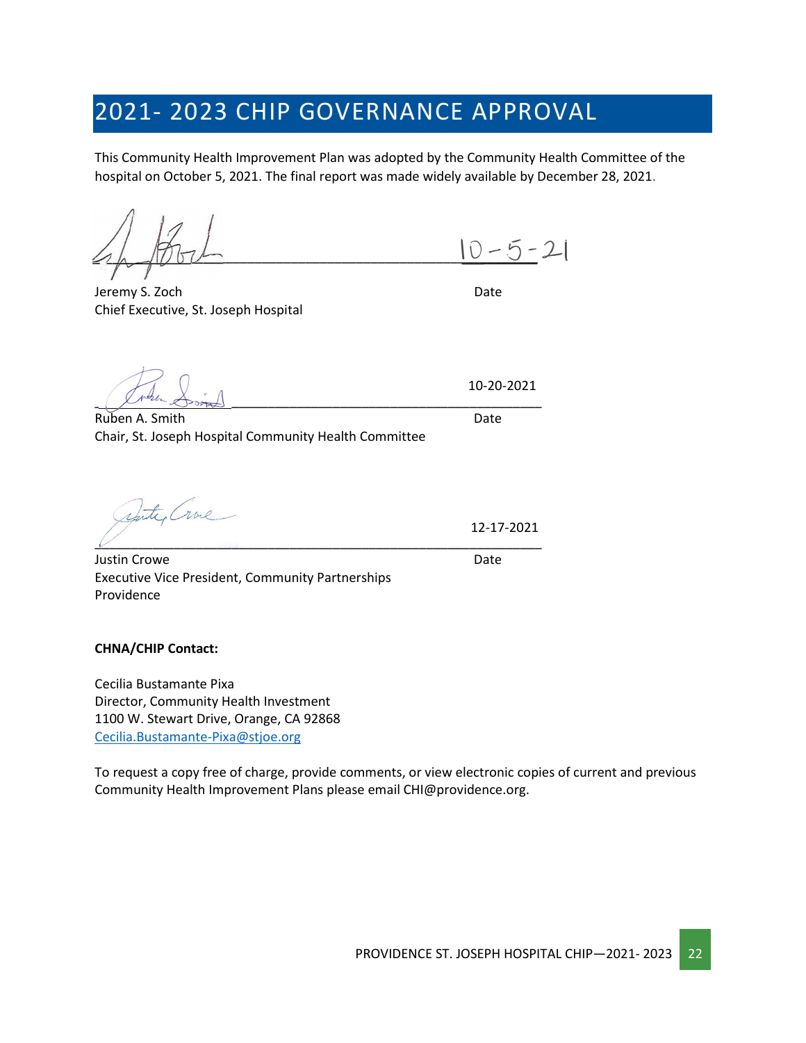# 2021- 2023 CHIP GOVERNANCE APPROVAL

This Community Health Improvement Plan was adopted by the Community Health Committee of the hospital on October 5, 2021. The final report was made widely available by December 28, 2021.

_________________________________________________ 10-5-21

Jeremy S. Zoch  
Chief Executive, St. Joseph Hospital  
Date

_________________________________________________ 10-20-2021

Ruben A. Smith  
Chair, St. Joseph Hospital Community Health Committee  
Date

_________________________________________________ 12-17-2021

Justin Crowe  
Executive Vice President, Community Partnerships  
Providence  
Date

**CHNA/CHIP Contact:**

Cecilia Bustamante Pixa  
Director, Community Health Investment  
1100 W. Stewart Drive, Orange, CA 92868  
Cecilia.Bustamante-Pixa@stjoe.org

To request a copy free of charge, provide comments, or view electronic copies of current and previous Community Health Improvement Plans please email CHI@providence.org.